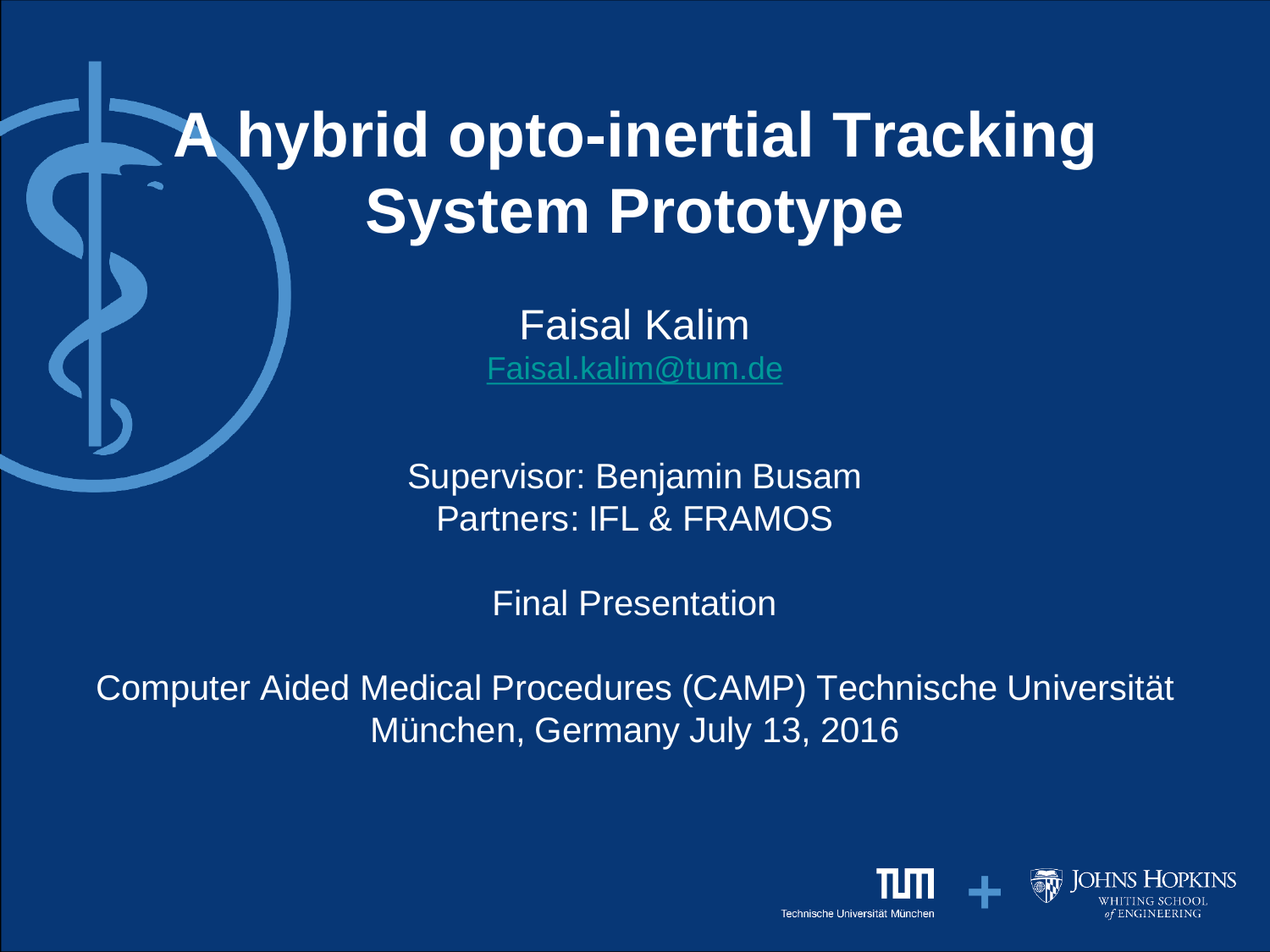# A hybrid opto-inertial Tracking System Prototype

Faisal Kalim
Faisal.kalim@tum.de

Supervisor: Benjamin Busam
Partners: IFL & FRAMOS

Final Presentation

Computer Aided Medical Procedures (CAMP) Technische Universität München, Germany July 13, 2016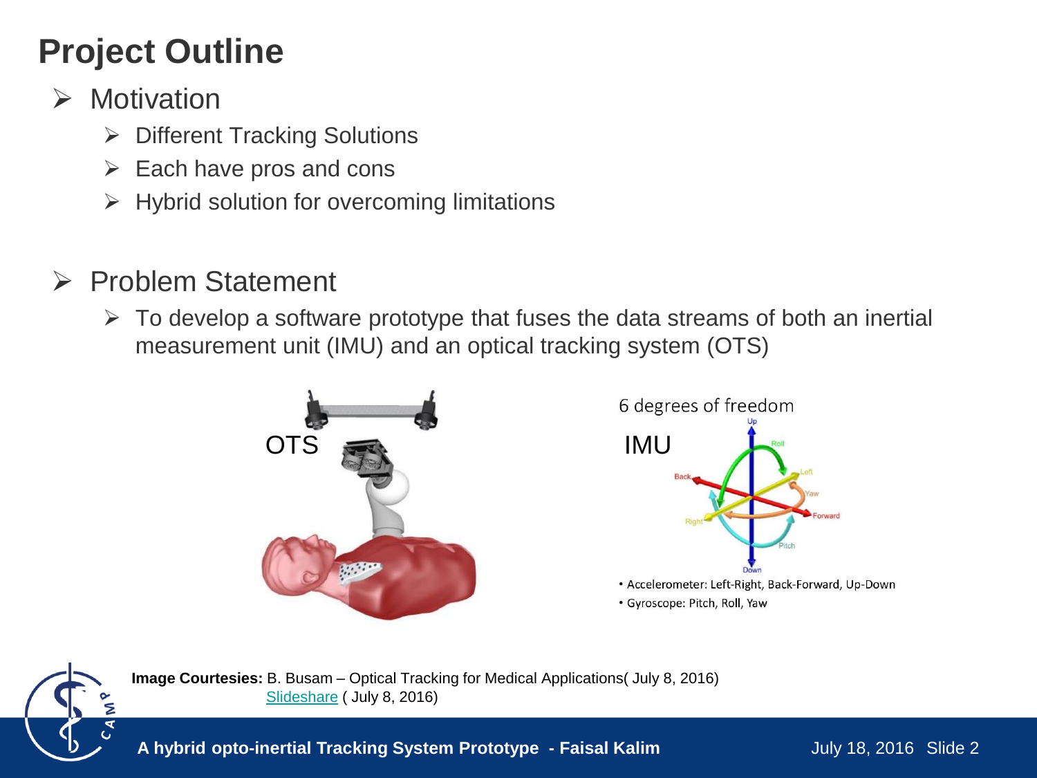# Project Outline

- Motivation
  - Different Tracking Solutions
  - Each have pros and cons
  - Hybrid solution for overcoming limitations

- Problem Statement
  - To develop a software prototype that fuses the data streams of both an inertial measurement unit (IMU) and an optical tracking system (OTS)

OTS

6 degrees of freedom

IMU

- Accelerometer: Left-Right, Back-Forward, Up-Down
- Gyroscope: Pitch, Roll, Yaw

**Image Courtesies:** B. Busam – Optical Tracking for Medical Applications( July 8, 2016)
Slideshare ( July 8, 2016)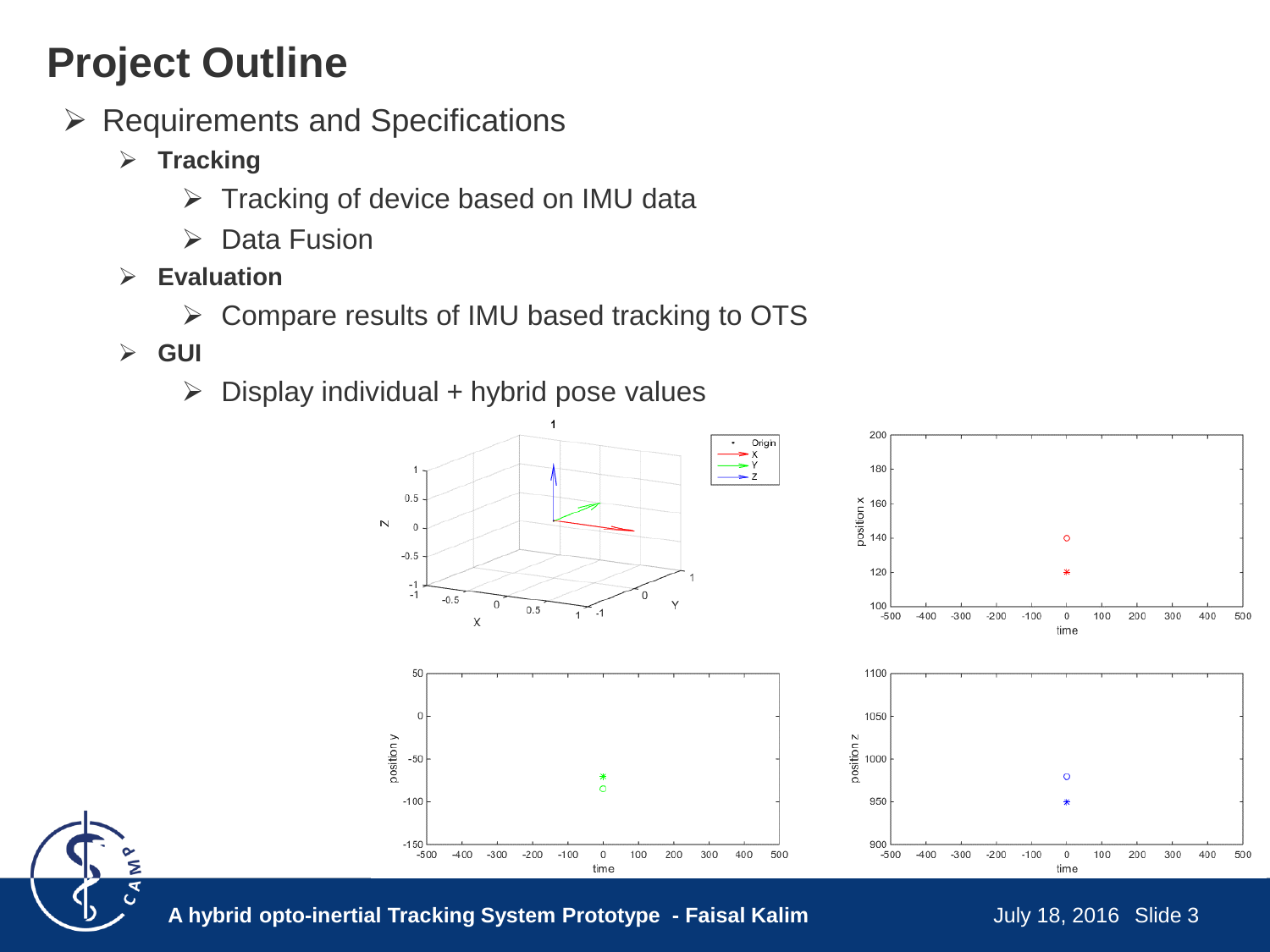# Project Outline

- Requirements and Specifications
  - **Tracking**
    - Tracking of device based on IMU data
    - Data Fusion
  - **Evaluation**
    - Compare results of IMU based tracking to OTS
  - **GUI**
    - Display individual + hybrid pose values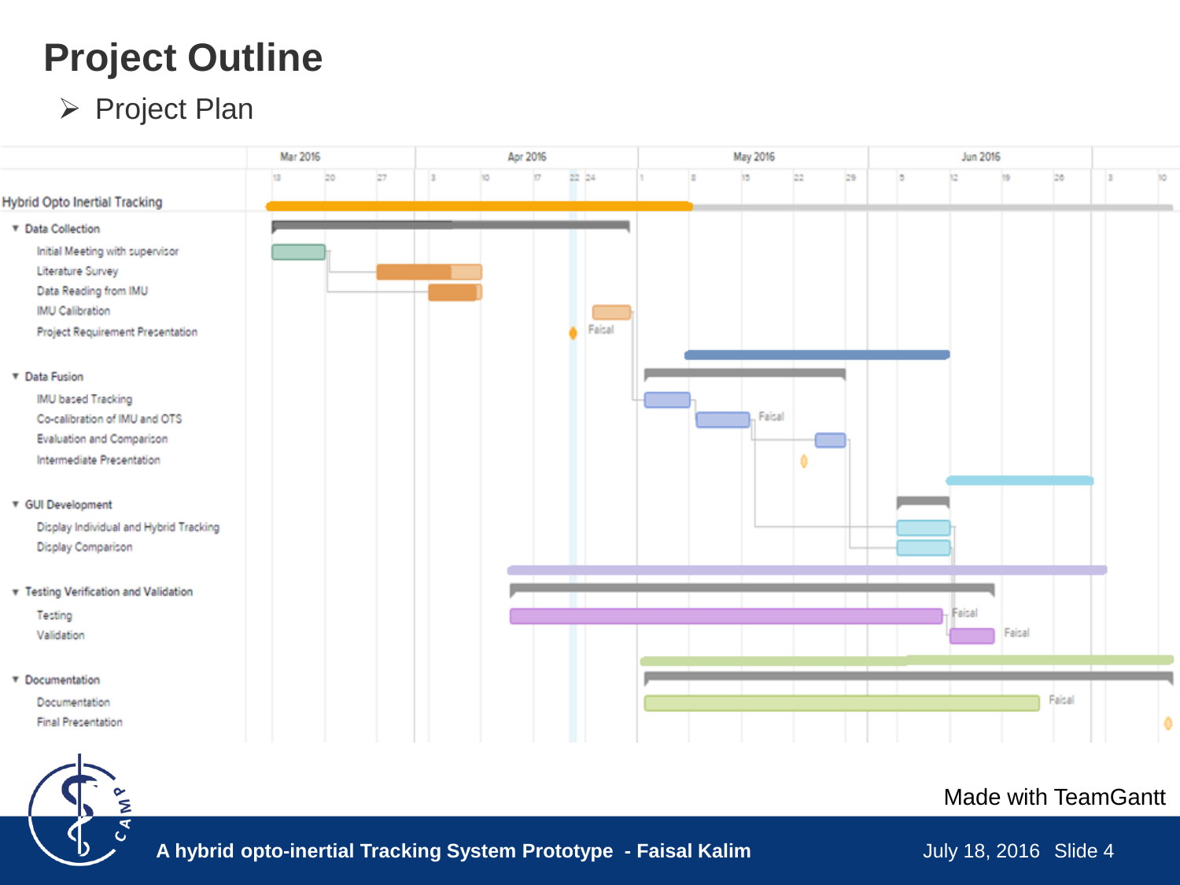# Project Outline

- Project Plan

Hybrid Opto Inertial Tracking

Mar 2016 | Apr 2016 | May 2016 | Jun 2016

- Data Collection
  - Initial Meeting with supervisor
  - Literature Survey
  - Data Reading from IMU
  - IMU Calibration
  - Project Requirement Presentation
- Data Fusion
  - IMU based Tracking
  - Co-calibration of IMU and OTS
  - Evaluation and Comparison
  - Intermediate Presentation
- GUI Development
  - Display Individual and Hybrid Tracking
  - Display Comparison
- Testing Verification and Validation
  - Testing
  - Validation
- Documentation
  - Documentation
  - Final Presentation

Made with TeamGantt

A hybrid opto-inertial Tracking System Prototype - Faisal Kalim

July 18, 2016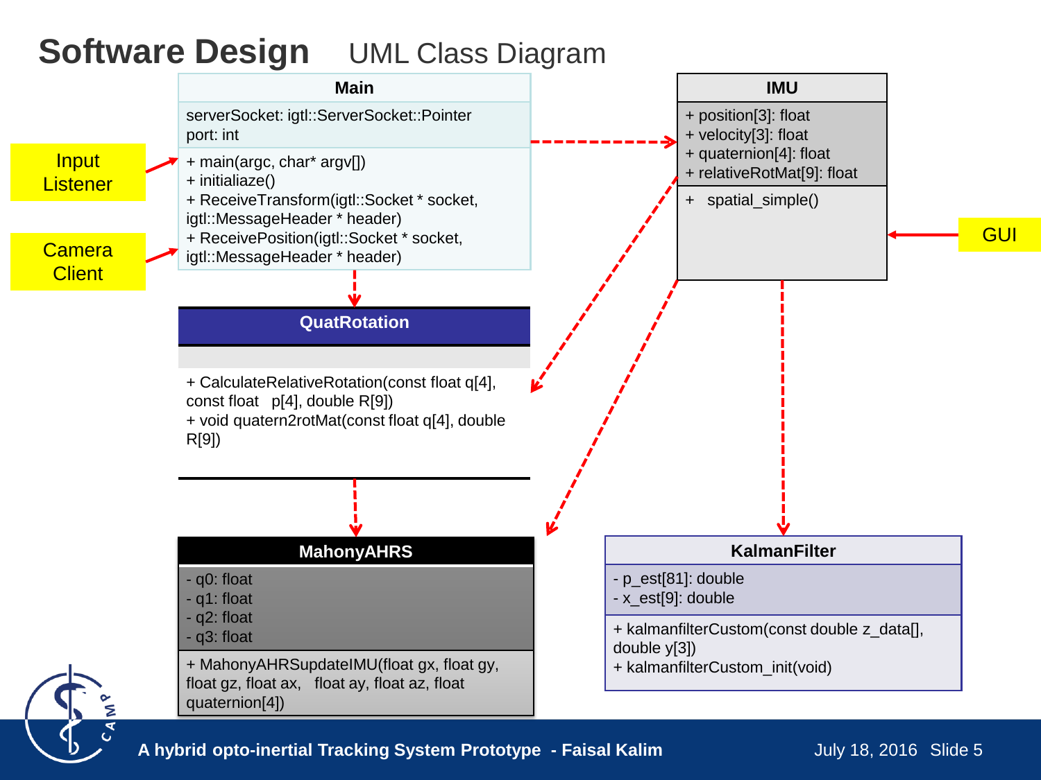# Software Design UML Class Diagram

## Main

serverSocket: igtl::ServerSocket::Pointer
port: int

+ main(argc, char* argv[])
+ initialiaze()
+ ReceiveTransform(igtl::Socket * socket, igtl::MessageHeader * header)
+ ReceivePosition(igtl::Socket * socket, igtl::MessageHeader * header)

Input Listener

Camera Client

## IMU

+ position[3]: float
+ velocity[3]: float
+ quaternion[4]: float
+ relativeRotMat[9]: float

+ spatial_simple()

GUI

## QuatRotation

+ CalculateRelativeRotation(const float q[4], const float p[4], double R[9])
+ void quatern2rotMat(const float q[4], double R[9])

## MahonyAHRS

- q0: float
- q1: float
- q2: float
- q3: float

+ MahonyAHRSupdateIMU(float gx, float gy, float gz, float ax, float ay, float az, float quaternion[4])

## KalmanFilter

- p_est[81]: double
- x_est[9]: double

+ kalmanfilterCustom(const double z_data[], double y[3])
+ kalmanfilterCustom_init(void)

A hybrid opto-inertial Tracking System Prototype - Faisal Kalim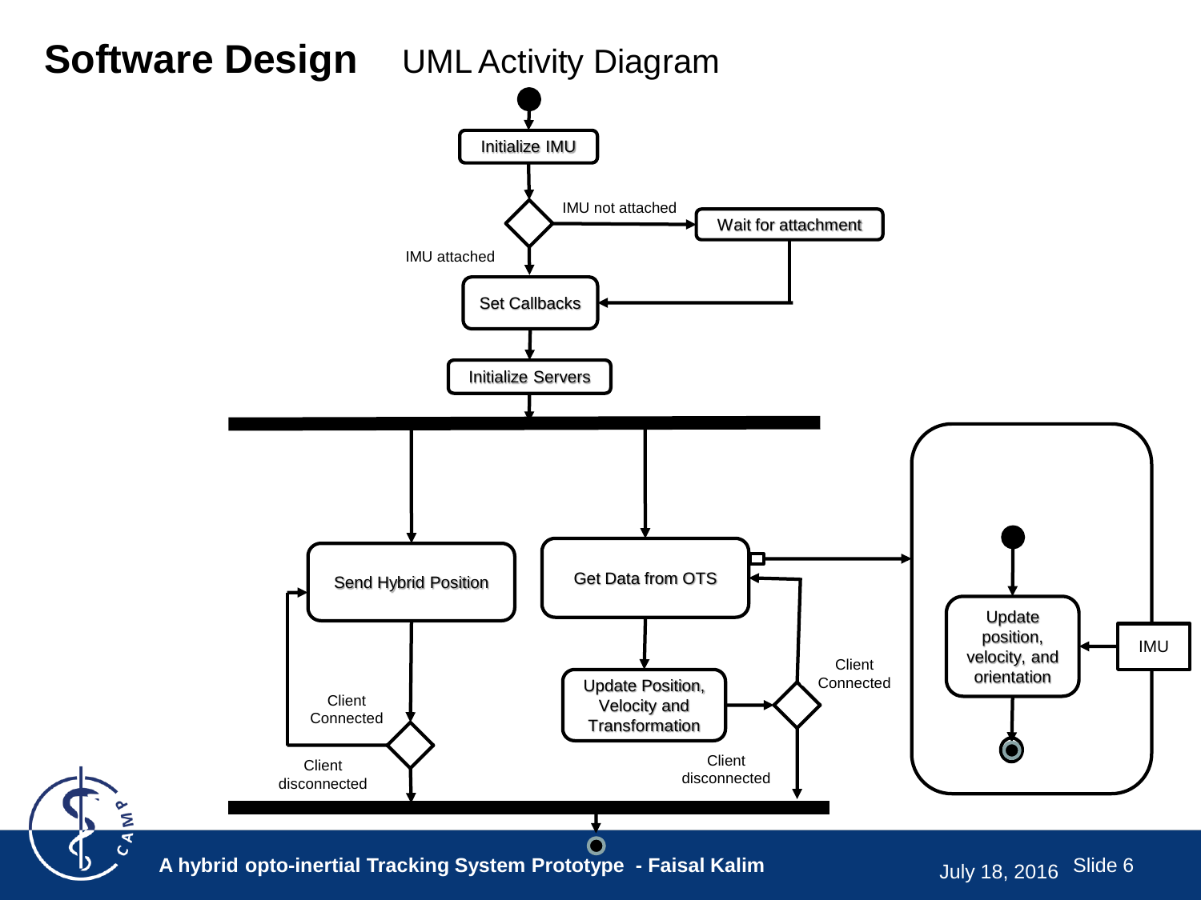# Software Design UML Activity Diagram

Initialize IMU

IMU not attached

Wait for attachment

IMU attached

Set Callbacks

Initialize Servers

Send Hybrid Position

Get Data from OTS

Update position, velocity, and orientation

IMU

Update Position, Velocity and Transformation

Client Connected

Client disconnected

Client Connected

Client disconnected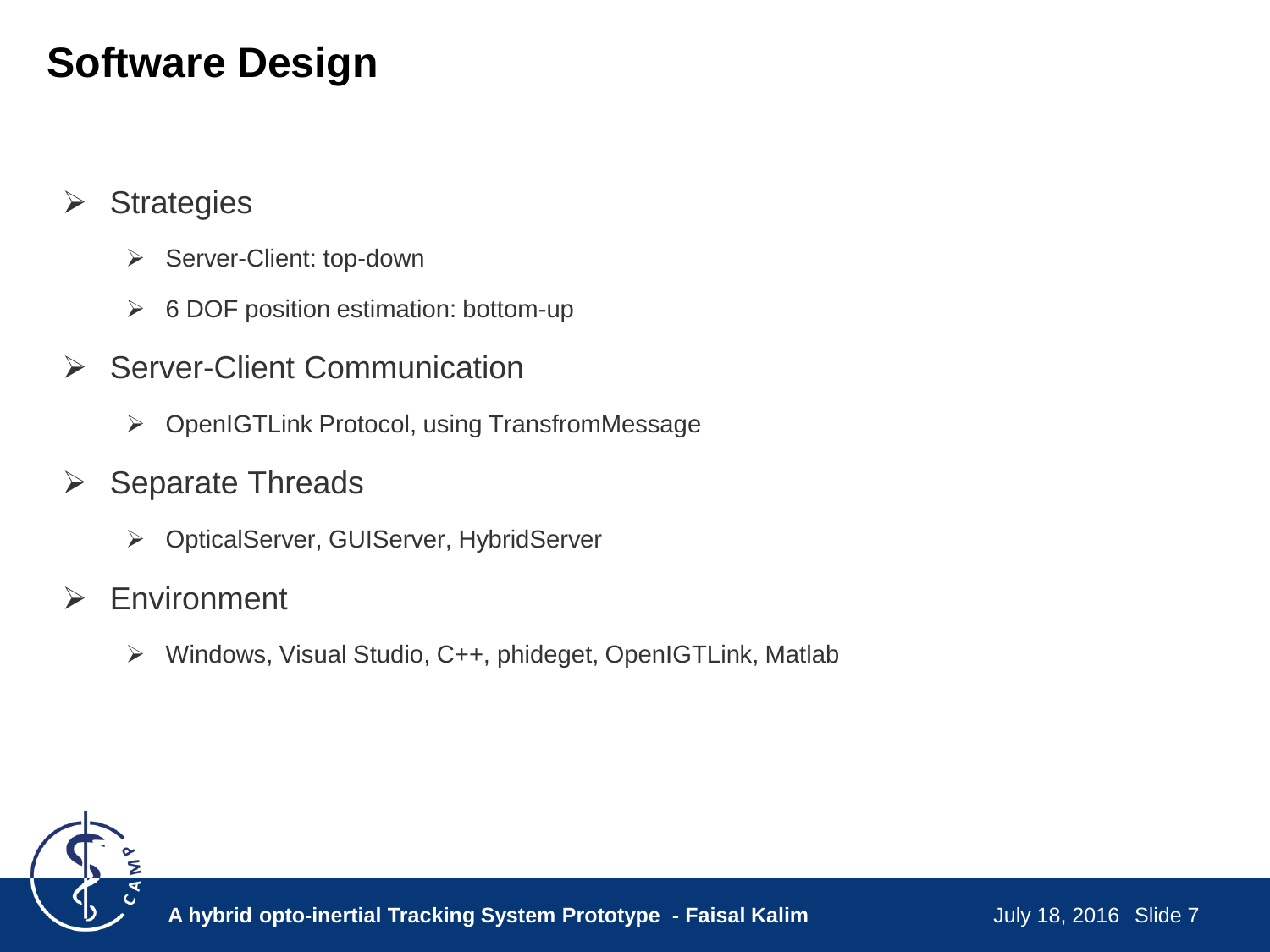# Software Design

- Strategies
  - Server-Client: top-down
  - 6 DOF position estimation: bottom-up
- Server-Client Communication
  - OpenIGTLink Protocol, using TransfromMessage
- Separate Threads
  - OpticalServer, GUIServer, HybridServer
- Environment
  - Windows, Visual Studio, C++, phideget, OpenIGTLink, Matlab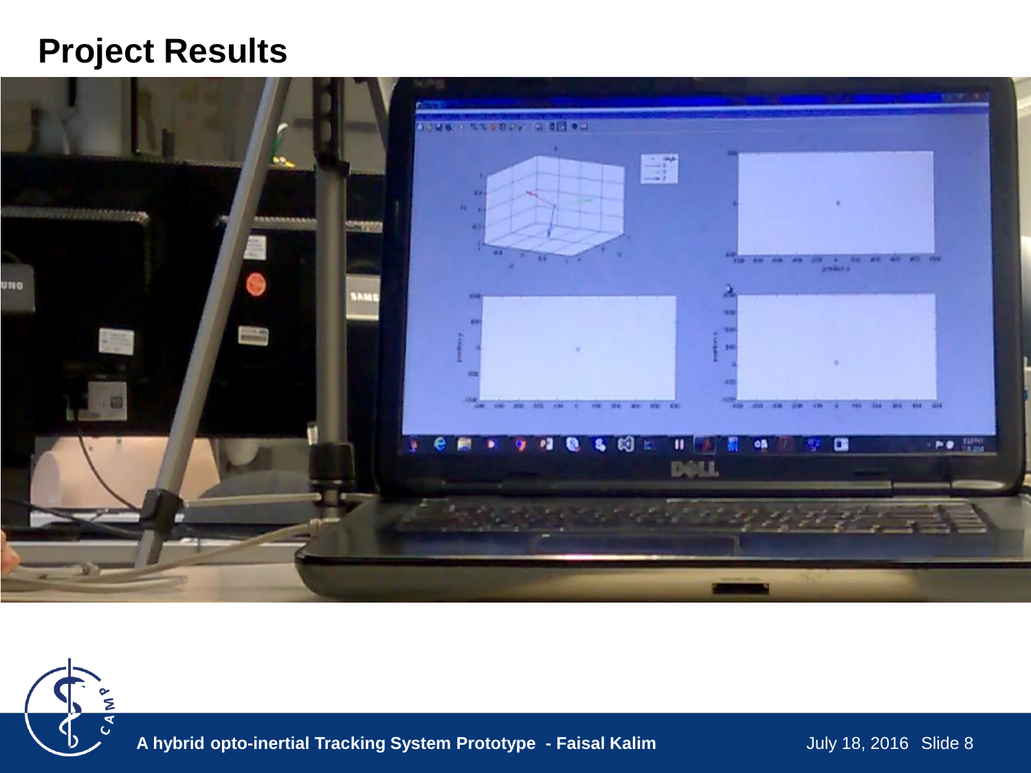# Project Results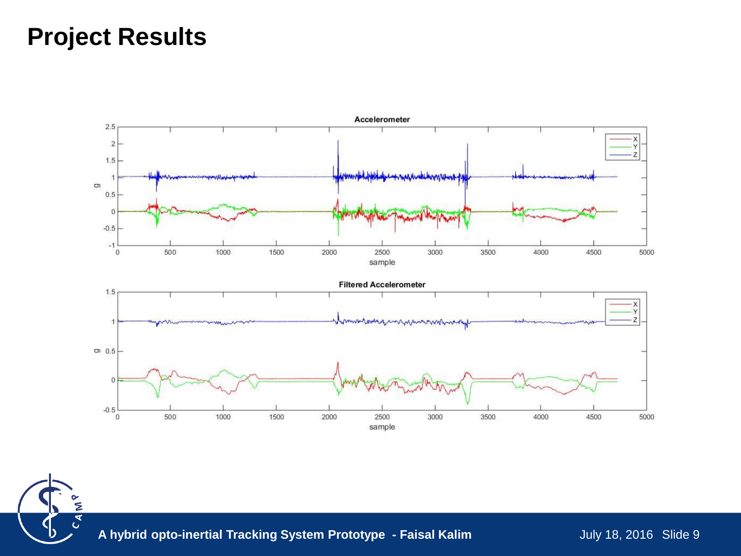# Project Results

Accelerometer

Filtered Accelerometer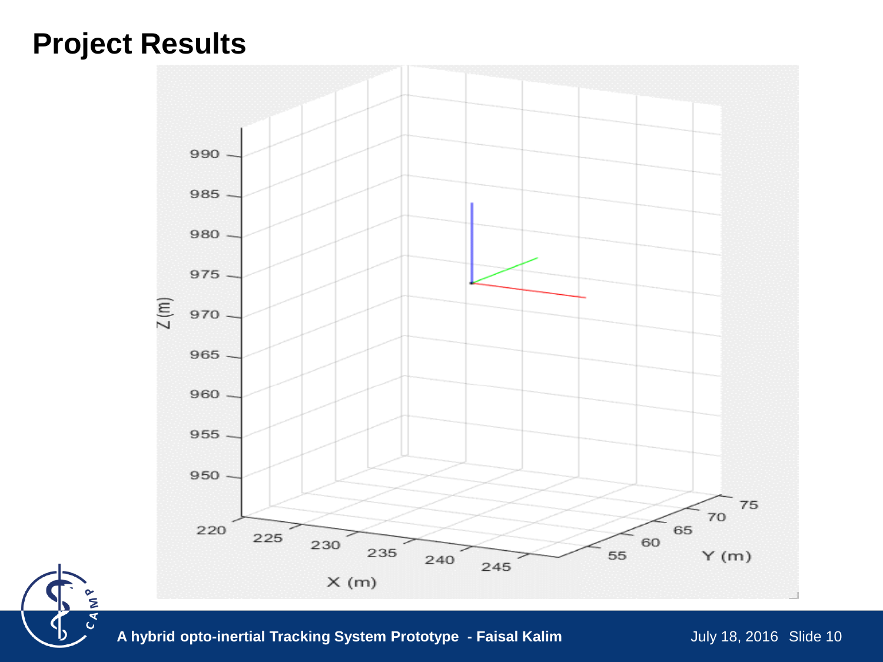# Project Results

Z (m)

990
985
980
975
970
965
960
955
950

X (m)

220 225 230 235 240 245

Y (m)

55 60 65 70 75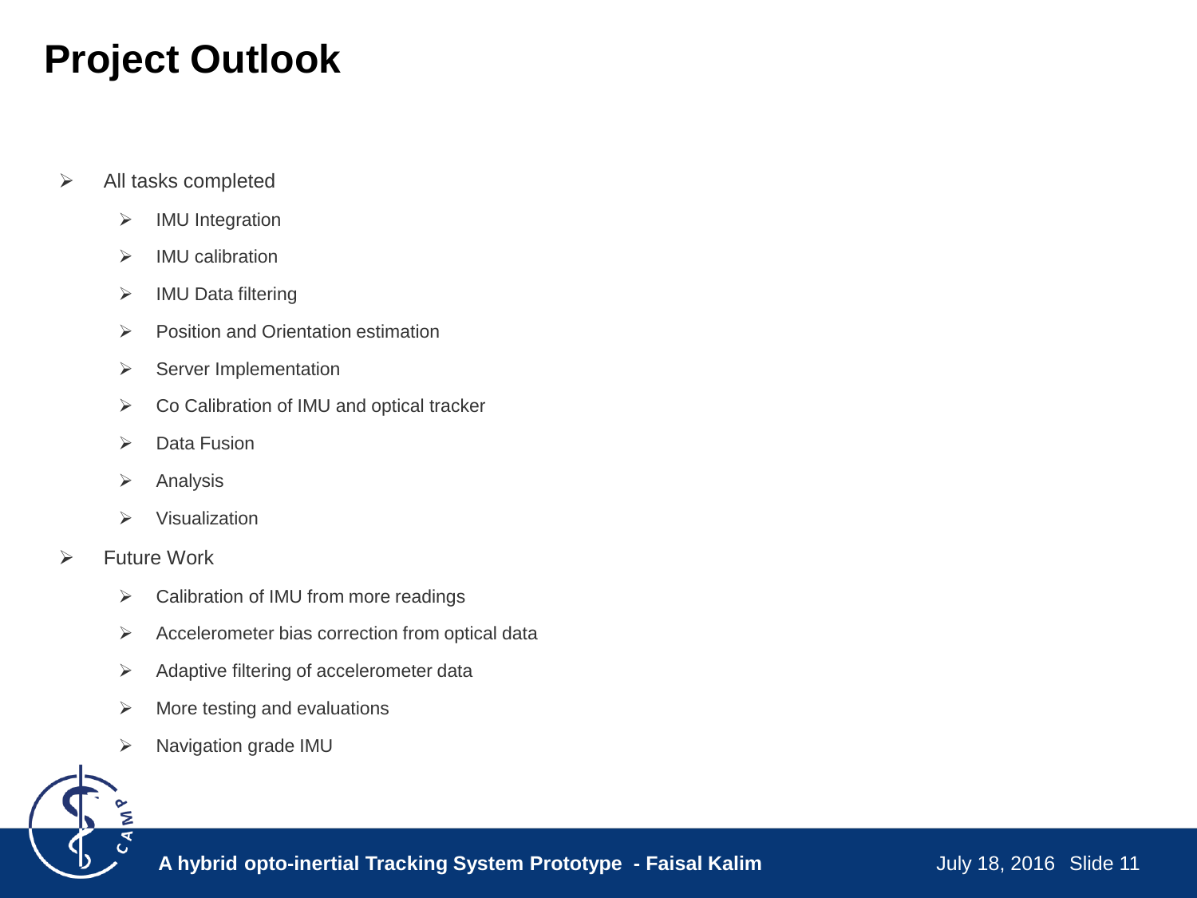# Project Outlook

- All tasks completed
  - IMU Integration
  - IMU calibration
  - IMU Data filtering
  - Position and Orientation estimation
  - Server Implementation
  - Co Calibration of IMU and optical tracker
  - Data Fusion
  - Analysis
  - Visualization
- Future Work
  - Calibration of IMU from more readings
  - Accelerometer bias correction from optical data
  - Adaptive filtering of accelerometer data
  - More testing and evaluations
  - Navigation grade IMU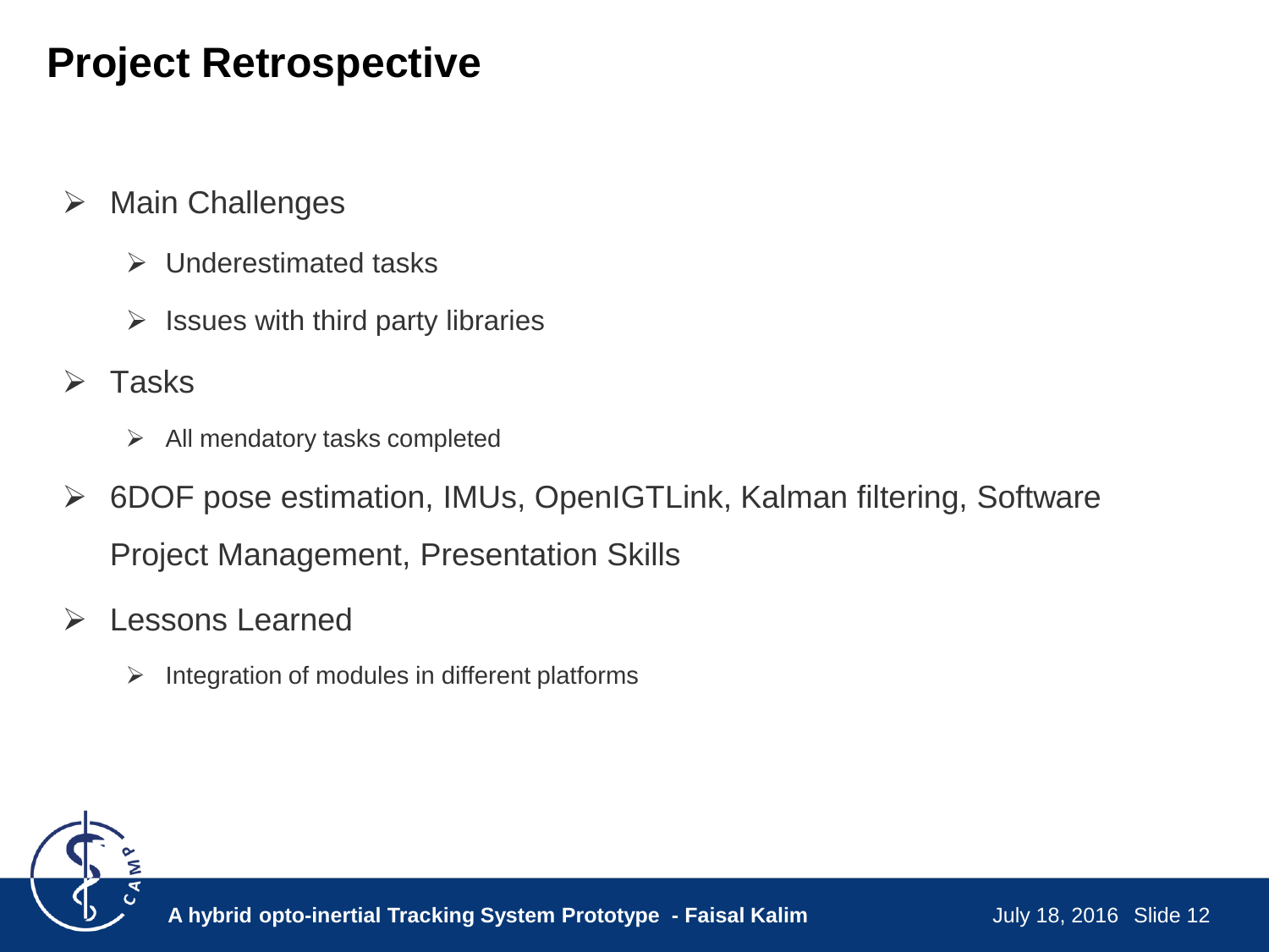# Project Retrospective

- Main Challenges
  - Underestimated tasks
  - Issues with third party libraries
- Tasks
  - All mendatory tasks completed
- 6DOF pose estimation, IMUs, OpenIGTLink, Kalman filtering, Software Project Management, Presentation Skills
- Lessons Learned
  - Integration of modules in different platforms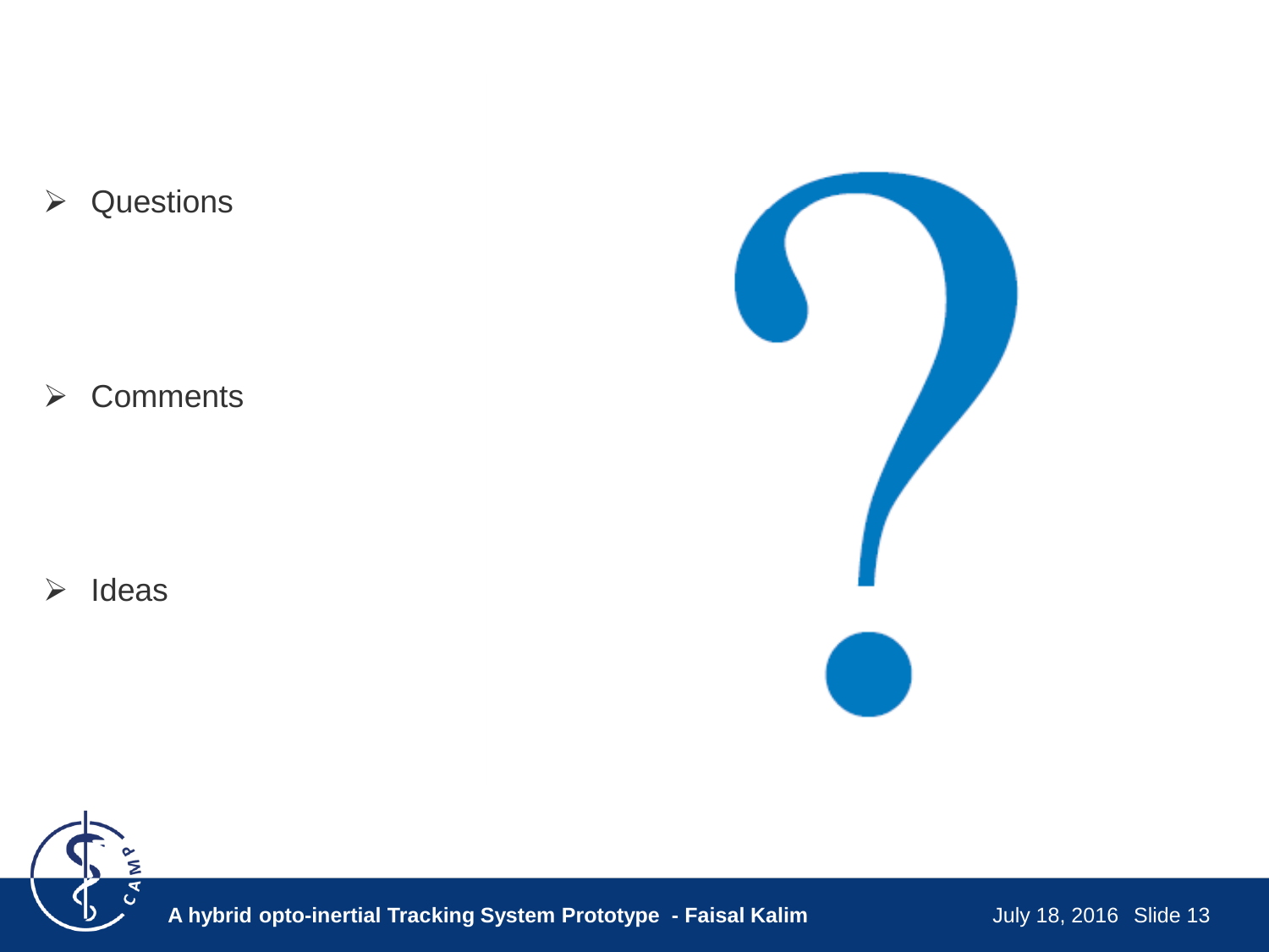- Questions
- Comments
- Ideas